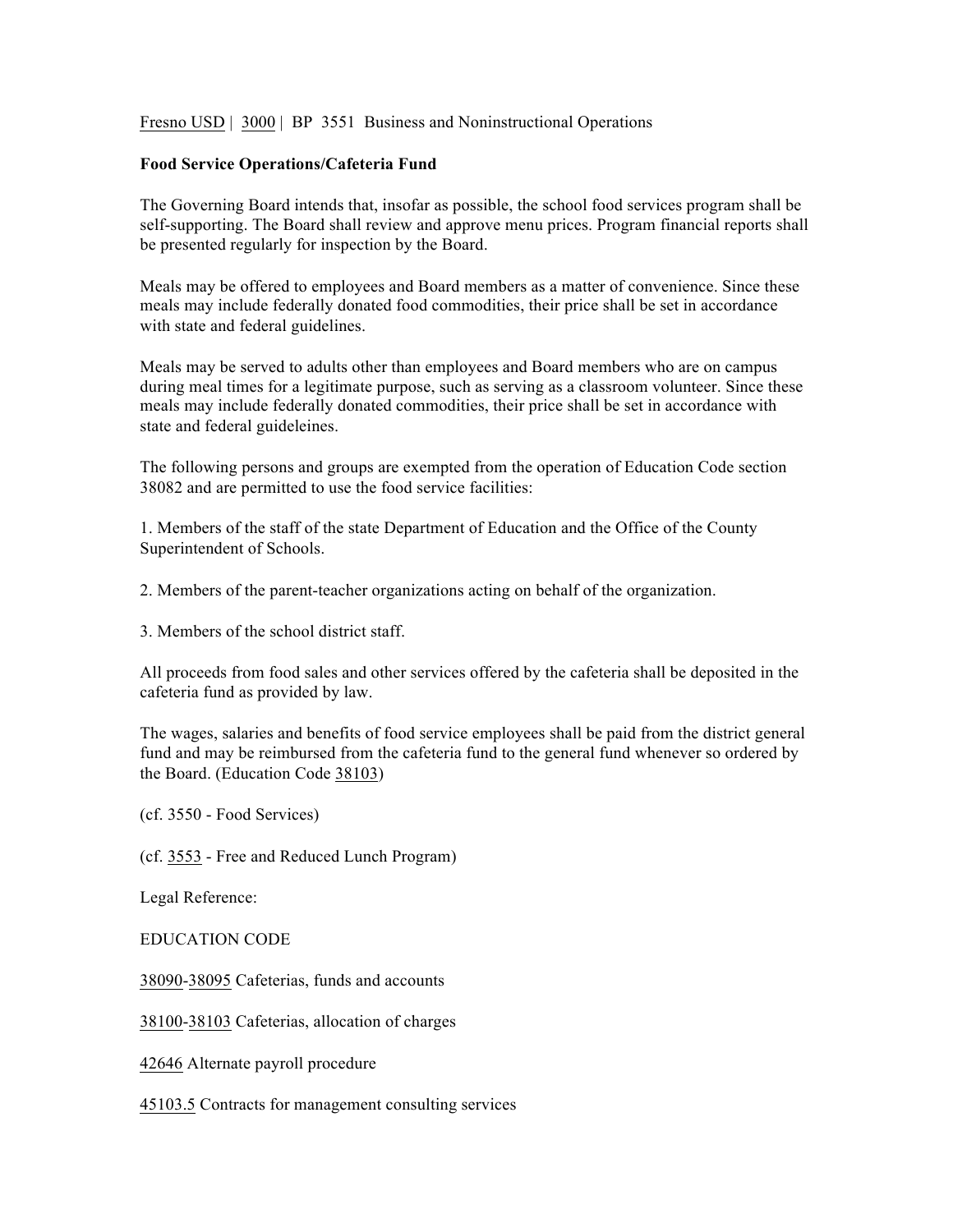Fresno USD | 3000 | BP 3551 Business and Noninstructional Operations

**Food Service Operations/Cafeteria Fund**

The Governing Board intends that, insofar as possible, the school food services program shall be self-supporting. The Board shall review and approve menu prices. Program financial reports shall be presented regularly for inspection by the Board.

Meals may be offered to employees and Board members as a matter of convenience. Since these meals may include federally donated food commodities, their price shall be set in accordance with state and federal guidelines.

Meals may be served to adults other than employees and Board members who are on campus during meal times for a legitimate purpose, such as serving as a classroom volunteer. Since these meals may include federally donated commodities, their price shall be set in accordance with state and federal guideleines.

The following persons and groups are exempted from the operation of Education Code section 38082 and are permitted to use the food service facilities:

1. Members of the staff of the state Department of Education and the Office of the County Superintendent of Schools.

2. Members of the parent-teacher organizations acting on behalf of the organization.

3. Members of the school district staff.

All proceeds from food sales and other services offered by the cafeteria shall be deposited in the cafeteria fund as provided by law.

The wages, salaries and benefits of food service employees shall be paid from the district general fund and may be reimbursed from the cafeteria fund to the general fund whenever so ordered by the Board. (Education Code 38103)

(cf. 3550 - Food Services)

(cf. 3553 - Free and Reduced Lunch Program)

Legal Reference:

EDUCATION CODE

38090-38095 Cafeterias, funds and accounts

38100-38103 Cafeterias, allocation of charges

42646 Alternate payroll procedure

45103.5 Contracts for management consulting services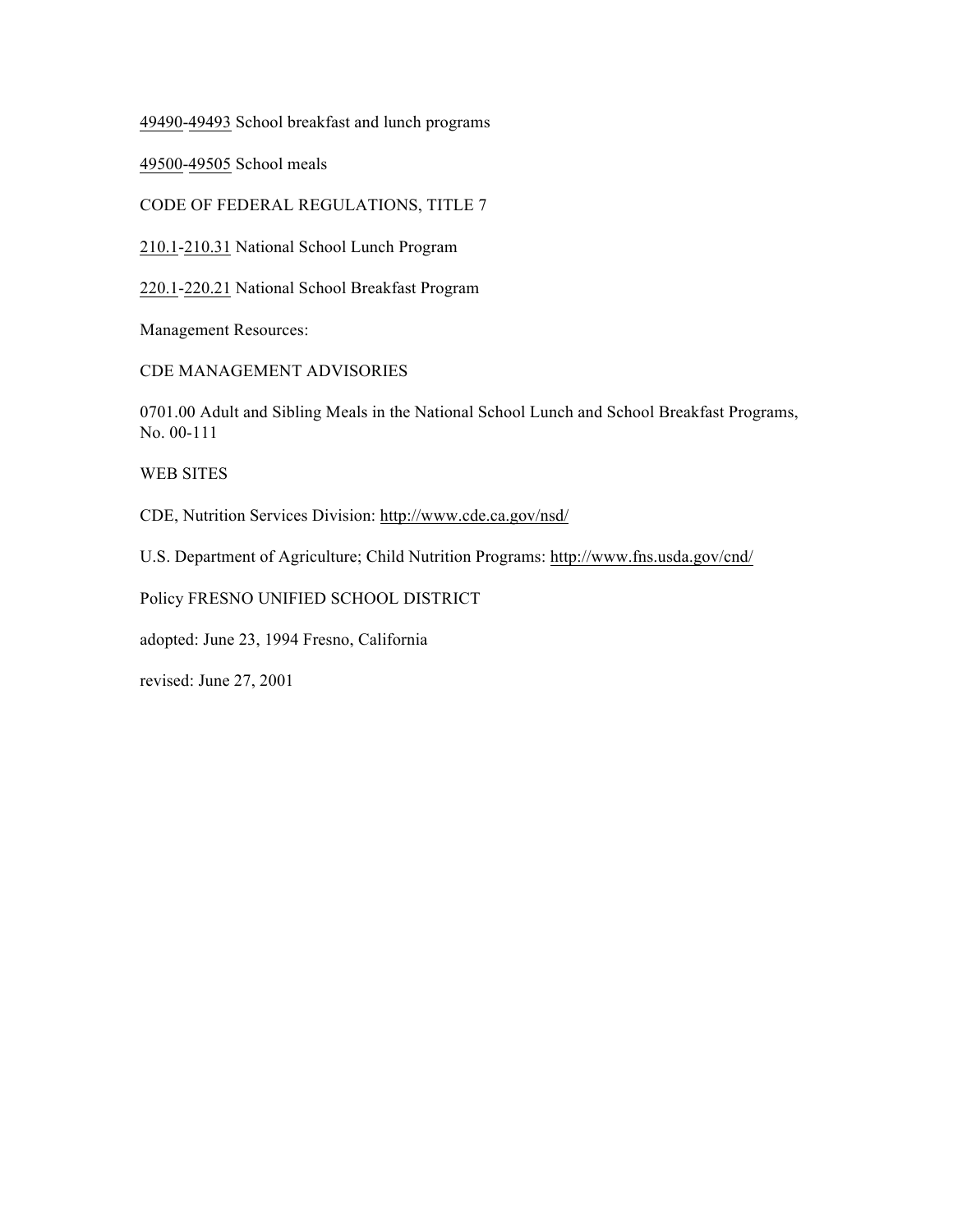49490-49493 School breakfast and lunch programs

49500-49505 School meals

CODE OF FEDERAL REGULATIONS, TITLE 7

210.1-210.31 National School Lunch Program

220.1-220.21 National School Breakfast Program

Management Resources:

CDE MANAGEMENT ADVISORIES

0701.00 Adult and Sibling Meals in the National School Lunch and School Breakfast Programs, No. 00-111

WEB SITES

CDE, Nutrition Services Division: http://www.cde.ca.gov/nsd/

U.S. Department of Agriculture; Child Nutrition Programs: http://www.fns.usda.gov/cnd/

Policy FRESNO UNIFIED SCHOOL DISTRICT

adopted: June 23, 1994 Fresno, California

revised: June 27, 2001